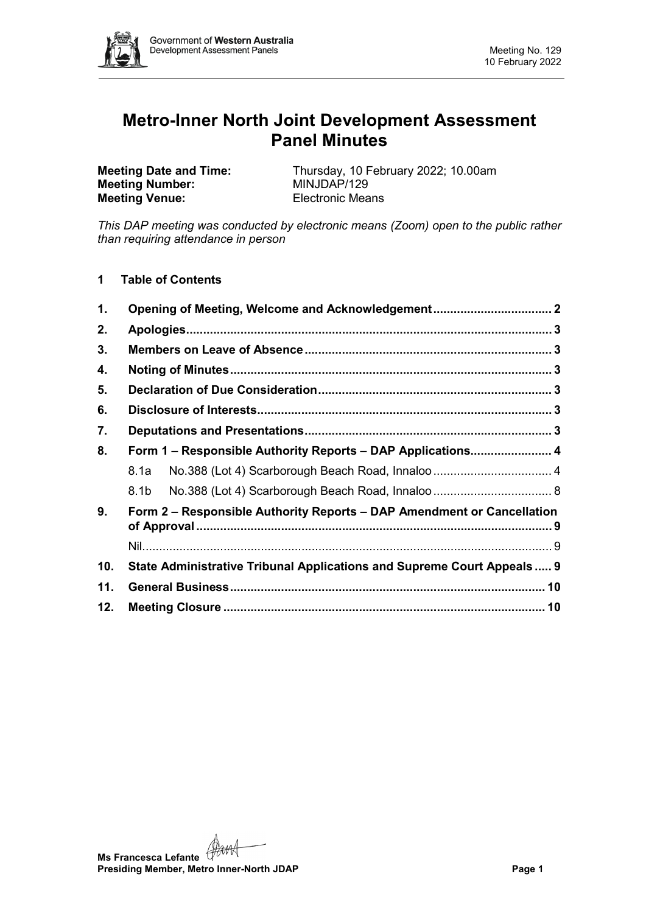# Metro-Inner North Joint Development Assessment Panel Minutes

**Meeting Date and Time:** Thursday, 10 February 2022; 10.00am
**Meeting Number:** MINJDAP/129
**Meeting Venue:** Electronic Means

*This DAP meeting was conducted by electronic means (Zoom) open to the public rather than requiring attendance in person*

## 1 Table of Contents

| | | |
|---|---|---|
| **1.** | **Opening of Meeting, Welcome and Acknowledgement** | **2** |
| **2.** | **Apologies** | **3** |
| **3.** | **Members on Leave of Absence** | **3** |
| **4.** | **Noting of Minutes** | **3** |
| **5.** | **Declaration of Due Consideration** | **3** |
| **6.** | **Disclosure of Interests** | **3** |
| **7.** | **Deputations and Presentations** | **3** |
| **8.** | **Form 1 – Responsible Authority Reports – DAP Applications** | **4** |
| | 8.1a No.388 (Lot 4) Scarborough Beach Road, Innaloo | 4 |
| | 8.1b No.388 (Lot 4) Scarborough Beach Road, Innaloo | 8 |
| **9.** | **Form 2 – Responsible Authority Reports – DAP Amendment or Cancellation of Approval** | **9** |
| | Nil | 9 |
| **10.** | **State Administrative Tribunal Applications and Supreme Court Appeals** | **9** |
| **11.** | **General Business** | **10** |
| **12.** | **Meeting Closure** | **10** |

**Ms Francesca Lefante**
**Presiding Member, Metro Inner-North JDAP**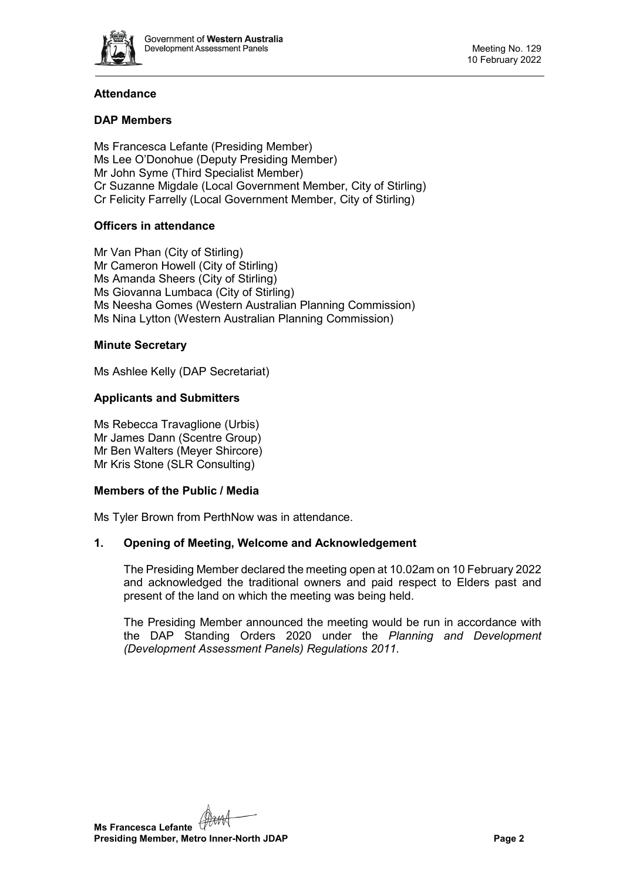## Attendance

### DAP Members

Ms Francesca Lefante (Presiding Member)
Ms Lee O'Donohue (Deputy Presiding Member)
Mr John Syme (Third Specialist Member)
Cr Suzanne Migdale (Local Government Member, City of Stirling)
Cr Felicity Farrelly (Local Government Member, City of Stirling)

### Officers in attendance

Mr Van Phan (City of Stirling)
Mr Cameron Howell (City of Stirling)
Ms Amanda Sheers (City of Stirling)
Ms Giovanna Lumbaca (City of Stirling)
Ms Neesha Gomes (Western Australian Planning Commission)
Ms Nina Lytton (Western Australian Planning Commission)

### Minute Secretary

Ms Ashlee Kelly (DAP Secretariat)

### Applicants and Submitters

Ms Rebecca Travaglione (Urbis)
Mr James Dann (Scentre Group)
Mr Ben Walters (Meyer Shircore)
Mr Kris Stone (SLR Consulting)

### Members of the Public / Media

Ms Tyler Brown from PerthNow was in attendance.

## 1. Opening of Meeting, Welcome and Acknowledgement

The Presiding Member declared the meeting open at 10.02am on 10 February 2022 and acknowledged the traditional owners and paid respect to Elders past and present of the land on which the meeting was being held.

The Presiding Member announced the meeting would be run in accordance with the DAP Standing Orders 2020 under the *Planning and Development (Development Assessment Panels) Regulations 2011*.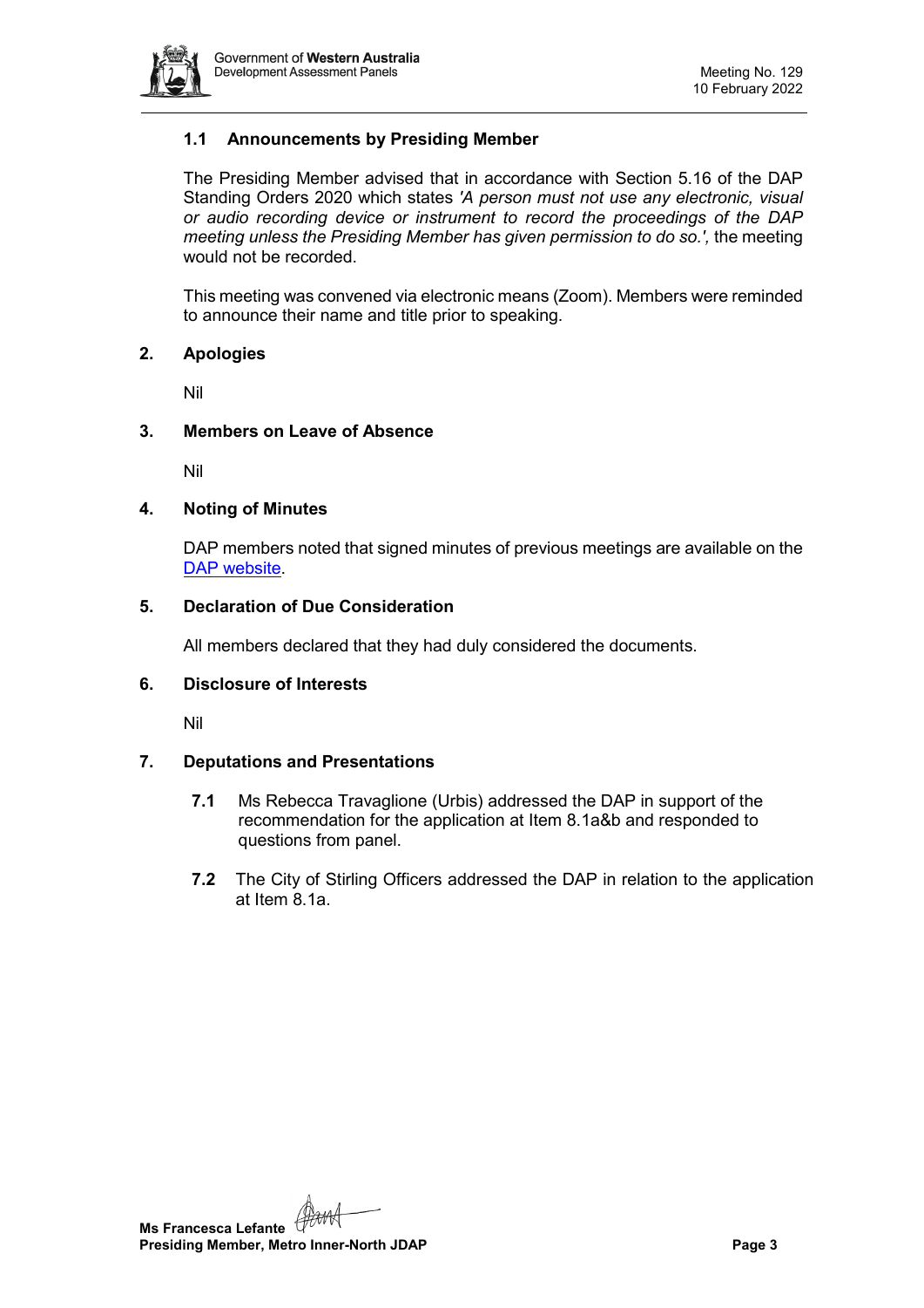### 1.1 Announcements by Presiding Member

The Presiding Member advised that in accordance with Section 5.16 of the DAP Standing Orders 2020 which states *'A person must not use any electronic, visual or audio recording device or instrument to record the proceedings of the DAP meeting unless the Presiding Member has given permission to do so.'*, the meeting would not be recorded.

This meeting was convened via electronic means (Zoom). Members were reminded to announce their name and title prior to speaking.

## 2. Apologies

Nil

## 3. Members on Leave of Absence

Nil

## 4. Noting of Minutes

DAP members noted that signed minutes of previous meetings are available on the DAP website.

## 5. Declaration of Due Consideration

All members declared that they had duly considered the documents.

## 6. Disclosure of Interests

Nil

## 7. Deputations and Presentations

**7.1** Ms Rebecca Travaglione (Urbis) addressed the DAP in support of the recommendation for the application at Item 8.1a&b and responded to questions from panel.

**7.2** The City of Stirling Officers addressed the DAP in relation to the application at Item 8.1a.

**Ms Francesca Lefante**
**Presiding Member, Metro Inner-North JDAP**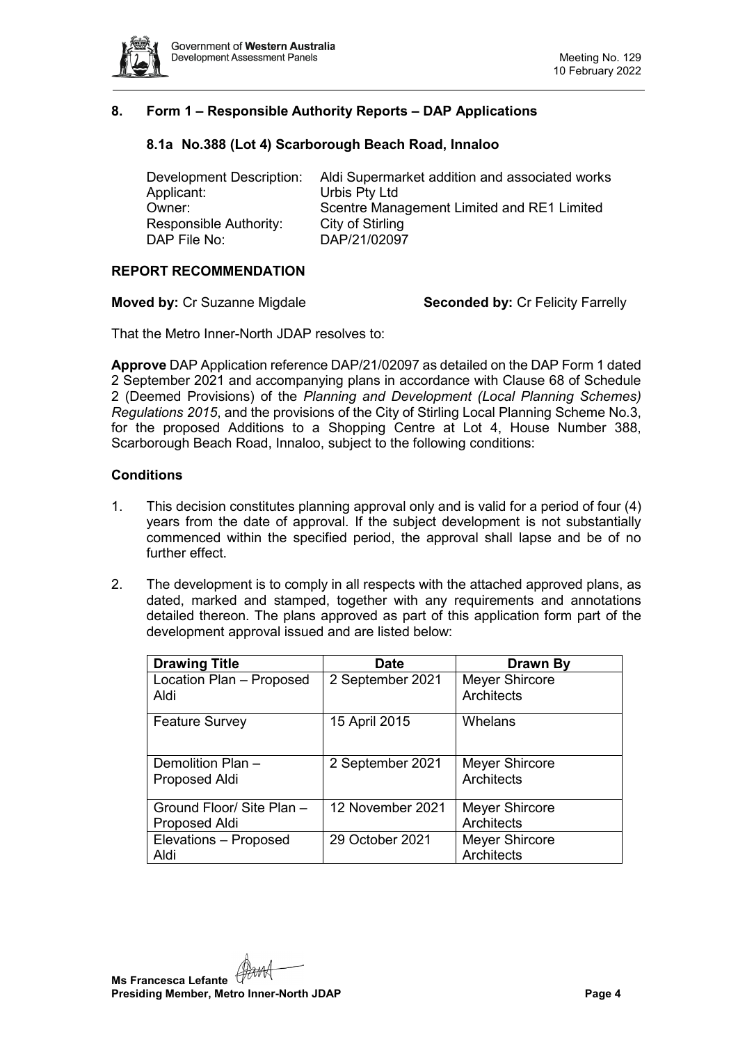## 8. Form 1 – Responsible Authority Reports – DAP Applications

### 8.1a No.388 (Lot 4) Scarborough Beach Road, Innaloo

| | |
|---|---|
| Development Description: | Aldi Supermarket addition and associated works |
| Applicant: | Urbis Pty Ltd |
| Owner: | Scentre Management Limited and RE1 Limited |
| Responsible Authority: | City of Stirling |
| DAP File No: | DAP/21/02097 |

**REPORT RECOMMENDATION**

**Moved by:** Cr Suzanne Migdale **Seconded by:** Cr Felicity Farrelly

That the Metro Inner-North JDAP resolves to:

**Approve** DAP Application reference DAP/21/02097 as detailed on the DAP Form 1 dated 2 September 2021 and accompanying plans in accordance with Clause 68 of Schedule 2 (Deemed Provisions) of the *Planning and Development (Local Planning Schemes) Regulations 2015*, and the provisions of the City of Stirling Local Planning Scheme No.3, for the proposed Additions to a Shopping Centre at Lot 4, House Number 388, Scarborough Beach Road, Innaloo, subject to the following conditions:

**Conditions**

1. This decision constitutes planning approval only and is valid for a period of four (4) years from the date of approval. If the subject development is not substantially commenced within the specified period, the approval shall lapse and be of no further effect.

2. The development is to comply in all respects with the attached approved plans, as dated, marked and stamped, together with any requirements and annotations detailed thereon. The plans approved as part of this application form part of the development approval issued and are listed below:

| Drawing Title | Date | Drawn By |
|---|---|---|
| Location Plan – Proposed Aldi | 2 September 2021 | Meyer Shircore Architects |
| Feature Survey | 15 April 2015 | Whelans |
| Demolition Plan – Proposed Aldi | 2 September 2021 | Meyer Shircore Architects |
| Ground Floor/ Site Plan – Proposed Aldi | 12 November 2021 | Meyer Shircore Architects |
| Elevations – Proposed Aldi | 29 October 2021 | Meyer Shircore Architects |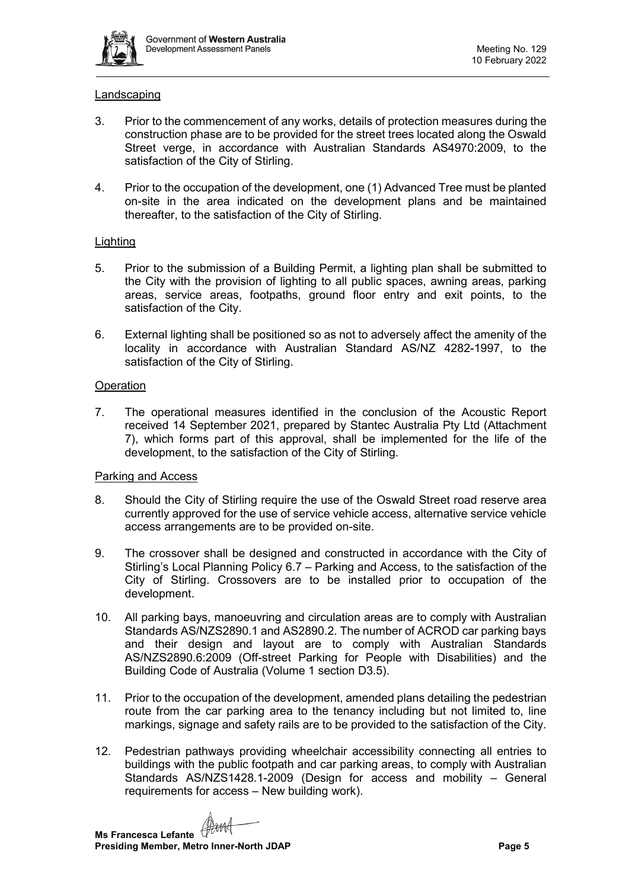Landscaping

3. Prior to the commencement of any works, details of protection measures during the construction phase are to be provided for the street trees located along the Oswald Street verge, in accordance with Australian Standards AS4970:2009, to the satisfaction of the City of Stirling.

4. Prior to the occupation of the development, one (1) Advanced Tree must be planted on-site in the area indicated on the development plans and be maintained thereafter, to the satisfaction of the City of Stirling.

Lighting

5. Prior to the submission of a Building Permit, a lighting plan shall be submitted to the City with the provision of lighting to all public spaces, awning areas, parking areas, service areas, footpaths, ground floor entry and exit points, to the satisfaction of the City.

6. External lighting shall be positioned so as not to adversely affect the amenity of the locality in accordance with Australian Standard AS/NZ 4282-1997, to the satisfaction of the City of Stirling.

Operation

7. The operational measures identified in the conclusion of the Acoustic Report received 14 September 2021, prepared by Stantec Australia Pty Ltd (Attachment 7), which forms part of this approval, shall be implemented for the life of the development, to the satisfaction of the City of Stirling.

Parking and Access

8. Should the City of Stirling require the use of the Oswald Street road reserve area currently approved for the use of service vehicle access, alternative service vehicle access arrangements are to be provided on-site.

9. The crossover shall be designed and constructed in accordance with the City of Stirling's Local Planning Policy 6.7 – Parking and Access, to the satisfaction of the City of Stirling. Crossovers are to be installed prior to occupation of the development.

10. All parking bays, manoeuvring and circulation areas are to comply with Australian Standards AS/NZS2890.1 and AS2890.2. The number of ACROD car parking bays and their design and layout are to comply with Australian Standards AS/NZS2890.6:2009 (Off-street Parking for People with Disabilities) and the Building Code of Australia (Volume 1 section D3.5).

11. Prior to the occupation of the development, amended plans detailing the pedestrian route from the car parking area to the tenancy including but not limited to, line markings, signage and safety rails are to be provided to the satisfaction of the City.

12. Pedestrian pathways providing wheelchair accessibility connecting all entries to buildings with the public footpath and car parking areas, to comply with Australian Standards AS/NZS1428.1-2009 (Design for access and mobility – General requirements for access – New building work).

**Ms Francesca Lefante**
**Presiding Member, Metro Inner-North JDAP**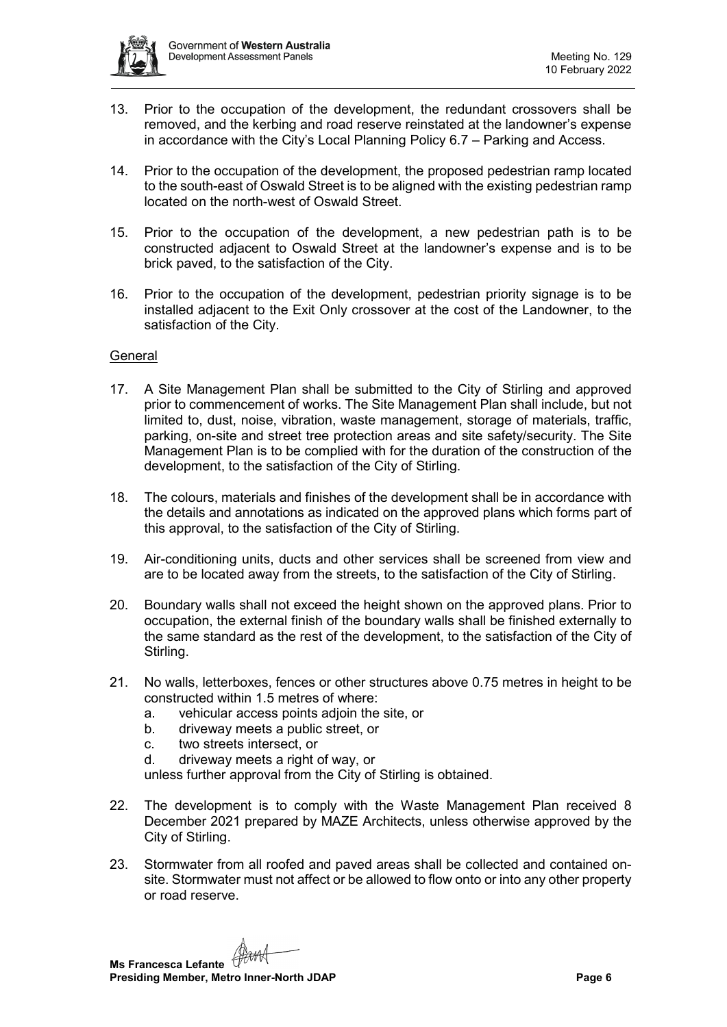13. Prior to the occupation of the development, the redundant crossovers shall be removed, and the kerbing and road reserve reinstated at the landowner's expense in accordance with the City's Local Planning Policy 6.7 – Parking and Access.

14. Prior to the occupation of the development, the proposed pedestrian ramp located to the south-east of Oswald Street is to be aligned with the existing pedestrian ramp located on the north-west of Oswald Street.

15. Prior to the occupation of the development, a new pedestrian path is to be constructed adjacent to Oswald Street at the landowner's expense and is to be brick paved, to the satisfaction of the City.

16. Prior to the occupation of the development, pedestrian priority signage is to be installed adjacent to the Exit Only crossover at the cost of the Landowner, to the satisfaction of the City.

<u>General</u>

17. A Site Management Plan shall be submitted to the City of Stirling and approved prior to commencement of works. The Site Management Plan shall include, but not limited to, dust, noise, vibration, waste management, storage of materials, traffic, parking, on-site and street tree protection areas and site safety/security. The Site Management Plan is to be complied with for the duration of the construction of the development, to the satisfaction of the City of Stirling.

18. The colours, materials and finishes of the development shall be in accordance with the details and annotations as indicated on the approved plans which forms part of this approval, to the satisfaction of the City of Stirling.

19. Air-conditioning units, ducts and other services shall be screened from view and are to be located away from the streets, to the satisfaction of the City of Stirling.

20. Boundary walls shall not exceed the height shown on the approved plans. Prior to occupation, the external finish of the boundary walls shall be finished externally to the same standard as the rest of the development, to the satisfaction of the City of Stirling.

21. No walls, letterboxes, fences or other structures above 0.75 metres in height to be constructed within 1.5 metres of where:
    a. vehicular access points adjoin the site, or
    b. driveway meets a public street, or
    c. two streets intersect, or
    d. driveway meets a right of way, or

    unless further approval from the City of Stirling is obtained.

22. The development is to comply with the Waste Management Plan received 8 December 2021 prepared by MAZE Architects, unless otherwise approved by the City of Stirling.

23. Stormwater from all roofed and paved areas shall be collected and contained on-site. Stormwater must not affect or be allowed to flow onto or into any other property or road reserve.

**Ms Francesca Lefante**
**Presiding Member, Metro Inner-North JDAP**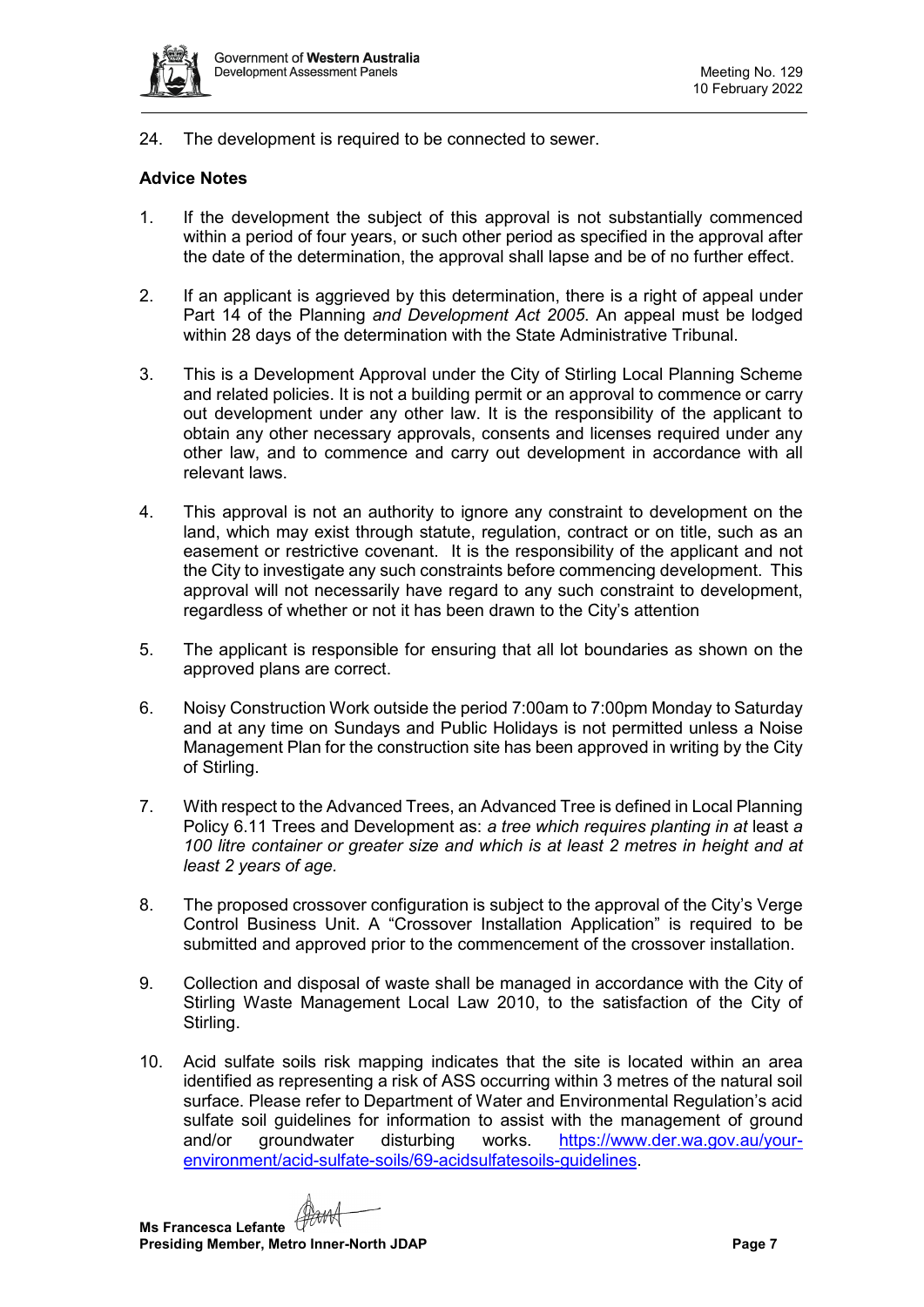24. The development is required to be connected to sewer.

**Advice Notes**

1. If the development the subject of this approval is not substantially commenced within a period of four years, or such other period as specified in the approval after the date of the determination, the approval shall lapse and be of no further effect.

2. If an applicant is aggrieved by this determination, there is a right of appeal under Part 14 of the Planning *and Development Act 2005.* An appeal must be lodged within 28 days of the determination with the State Administrative Tribunal.

3. This is a Development Approval under the City of Stirling Local Planning Scheme and related policies. It is not a building permit or an approval to commence or carry out development under any other law. It is the responsibility of the applicant to obtain any other necessary approvals, consents and licenses required under any other law, and to commence and carry out development in accordance with all relevant laws.

4. This approval is not an authority to ignore any constraint to development on the land, which may exist through statute, regulation, contract or on title, such as an easement or restrictive covenant. It is the responsibility of the applicant and not the City to investigate any such constraints before commencing development. This approval will not necessarily have regard to any such constraint to development, regardless of whether or not it has been drawn to the City's attention

5. The applicant is responsible for ensuring that all lot boundaries as shown on the approved plans are correct.

6. Noisy Construction Work outside the period 7:00am to 7:00pm Monday to Saturday and at any time on Sundays and Public Holidays is not permitted unless a Noise Management Plan for the construction site has been approved in writing by the City of Stirling.

7. With respect to the Advanced Trees, an Advanced Tree is defined in Local Planning Policy 6.11 Trees and Development as: *a tree which requires planting in at* least *a 100 litre container or greater size and which is at least 2 metres in height and at least 2 years of age.*

8. The proposed crossover configuration is subject to the approval of the City's Verge Control Business Unit. A "Crossover Installation Application" is required to be submitted and approved prior to the commencement of the crossover installation.

9. Collection and disposal of waste shall be managed in accordance with the City of Stirling Waste Management Local Law 2010, to the satisfaction of the City of Stirling.

10. Acid sulfate soils risk mapping indicates that the site is located within an area identified as representing a risk of ASS occurring within 3 metres of the natural soil surface. Please refer to Department of Water and Environmental Regulation's acid sulfate soil guidelines for information to assist with the management of ground and/or groundwater disturbing works. [https://www.der.wa.gov.au/your-environment/acid-sulfate-soils/69-acidsulfatesoils-guidelines](https://www.der.wa.gov.au/your-environment/acid-sulfate-soils/69-acidsulfatesoils-guidelines).

**Ms Francesca Lefante**
**Presiding Member, Metro Inner-North JDAP**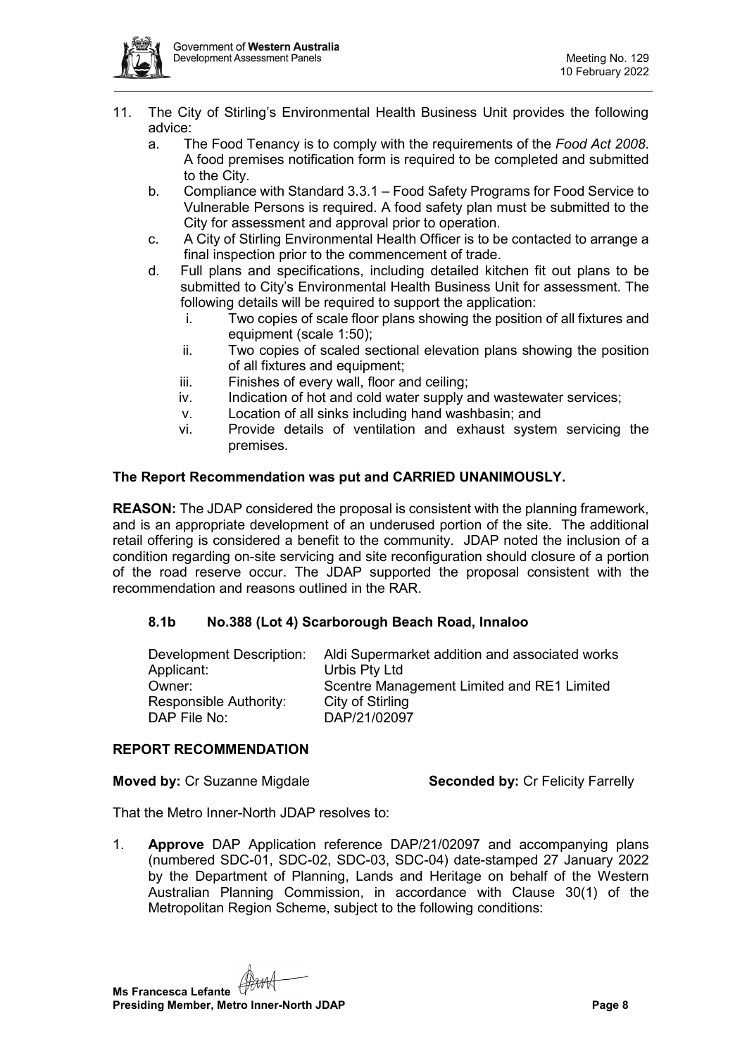11. The City of Stirling's Environmental Health Business Unit provides the following advice:
    a. The Food Tenancy is to comply with the requirements of the *Food Act 2008*. A food premises notification form is required to be completed and submitted to the City.
    b. Compliance with Standard 3.3.1 – Food Safety Programs for Food Service to Vulnerable Persons is required. A food safety plan must be submitted to the City for assessment and approval prior to operation.
    c. A City of Stirling Environmental Health Officer is to be contacted to arrange a final inspection prior to the commencement of trade.
    d. Full plans and specifications, including detailed kitchen fit out plans to be submitted to City's Environmental Health Business Unit for assessment. The following details will be required to support the application:
        i. Two copies of scale floor plans showing the position of all fixtures and equipment (scale 1:50);
        ii. Two copies of scaled sectional elevation plans showing the position of all fixtures and equipment;
        iii. Finishes of every wall, floor and ceiling;
        iv. Indication of hot and cold water supply and wastewater services;
        v. Location of all sinks including hand washbasin; and
        vi. Provide details of ventilation and exhaust system servicing the premises.

**The Report Recommendation was put and CARRIED UNANIMOUSLY.**

**REASON:** The JDAP considered the proposal is consistent with the planning framework, and is an appropriate development of an underused portion of the site. The additional retail offering is considered a benefit to the community. JDAP noted the inclusion of a condition regarding on-site servicing and site reconfiguration should closure of a portion of the road reserve occur. The JDAP supported the proposal consistent with the recommendation and reasons outlined in the RAR.

### 8.1b No.388 (Lot 4) Scarborough Beach Road, Innaloo

| | |
|---|---|
| Development Description: | Aldi Supermarket addition and associated works |
| Applicant: | Urbis Pty Ltd |
| Owner: | Scentre Management Limited and RE1 Limited |
| Responsible Authority: | City of Stirling |
| DAP File No: | DAP/21/02097 |

**REPORT RECOMMENDATION**

**Moved by:** Cr Suzanne Migdale **Seconded by:** Cr Felicity Farrelly

That the Metro Inner-North JDAP resolves to:

1. **Approve** DAP Application reference DAP/21/02097 and accompanying plans (numbered SDC-01, SDC-02, SDC-03, SDC-04) date-stamped 27 January 2022 by the Department of Planning, Lands and Heritage on behalf of the Western Australian Planning Commission, in accordance with Clause 30(1) of the Metropolitan Region Scheme, subject to the following conditions: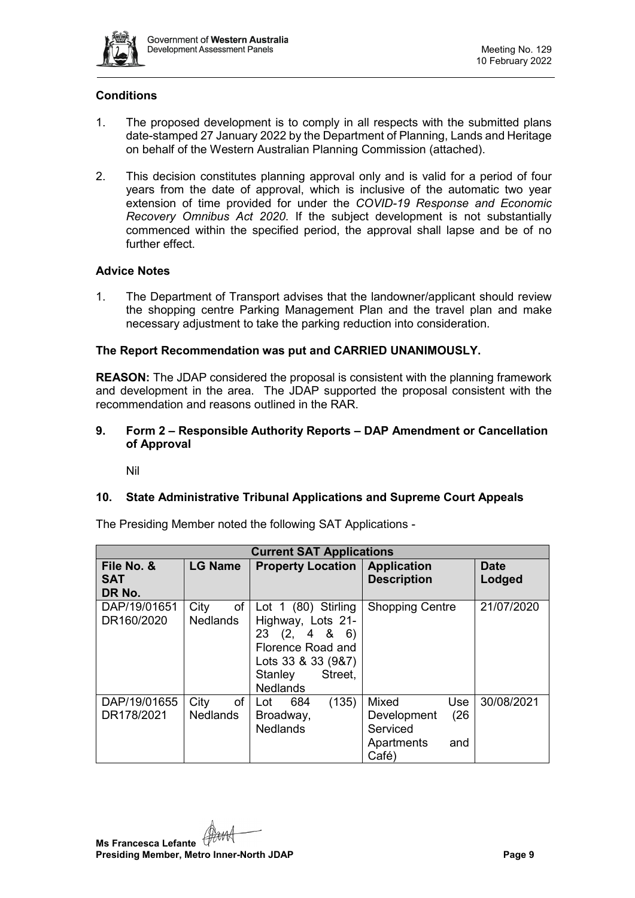**Conditions**

1. The proposed development is to comply in all respects with the submitted plans date-stamped 27 January 2022 by the Department of Planning, Lands and Heritage on behalf of the Western Australian Planning Commission (attached).

2. This decision constitutes planning approval only and is valid for a period of four years from the date of approval, which is inclusive of the automatic two year extension of time provided for under the *COVID-19 Response and Economic Recovery Omnibus Act 2020*. If the subject development is not substantially commenced within the specified period, the approval shall lapse and be of no further effect.

**Advice Notes**

1. The Department of Transport advises that the landowner/applicant should review the shopping centre Parking Management Plan and the travel plan and make necessary adjustment to take the parking reduction into consideration.

**The Report Recommendation was put and CARRIED UNANIMOUSLY.**

**REASON:** The JDAP considered the proposal is consistent with the planning framework and development in the area. The JDAP supported the proposal consistent with the recommendation and reasons outlined in the RAR.

## 9. Form 2 – Responsible Authority Reports – DAP Amendment or Cancellation of Approval

Nil

## 10. State Administrative Tribunal Applications and Supreme Court Appeals

The Presiding Member noted the following SAT Applications -

| Current SAT Applications | | | | |
|---|---|---|---|---|
| **File No. & SAT DR No.** | **LG Name** | **Property Location** | **Application Description** | **Date Lodged** |
| DAP/19/01651 DR160/2020 | City of Nedlands | Lot 1 (80) Stirling Highway, Lots 21-23 (2, 4 & 6) Florence Road and Lots 33 & 33 (9&7) Stanley Street, Nedlands | Shopping Centre | 21/07/2020 |
| DAP/19/01655 DR178/2021 | City of Nedlands | Lot 684 (135) Broadway, Nedlands | Mixed Use Development (26 Serviced Apartments and Café) | 30/08/2021 |

**Ms Francesca Lefante**
**Presiding Member, Metro Inner-North JDAP**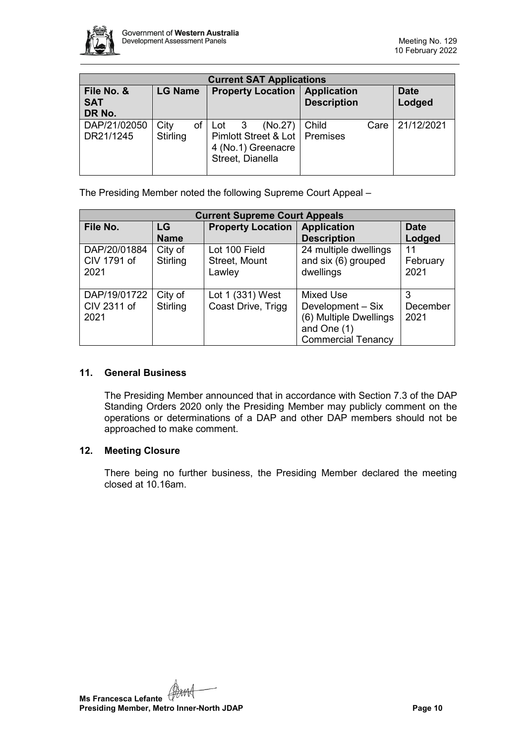| Current SAT Applications | | | | |
|---|---|---|---|---|
| **File No. & SAT DR No.** | **LG Name** | **Property Location** | **Application Description** | **Date Lodged** |
| DAP/21/02050 DR21/1245 | City of Stirling | Lot 3 (No.27) Pimlott Street & Lot 4 (No.1) Greenacre Street, Dianella | Child Care Premises | 21/12/2021 |

The Presiding Member noted the following Supreme Court Appeal –

| Current Supreme Court Appeals | | | | |
|---|---|---|---|---|
| **File No.** | **LG Name** | **Property Location** | **Application Description** | **Date Lodged** |
| DAP/20/01884 CIV 1791 of 2021 | City of Stirling | Lot 100 Field Street, Mount Lawley | 24 multiple dwellings and six (6) grouped dwellings | 11 February 2021 |
| DAP/19/01722 CIV 2311 of 2021 | City of Stirling | Lot 1 (331) West Coast Drive, Trigg | Mixed Use Development – Six (6) Multiple Dwellings and One (1) Commercial Tenancy | 3 December 2021 |

## 11. General Business

The Presiding Member announced that in accordance with Section 7.3 of the DAP Standing Orders 2020 only the Presiding Member may publicly comment on the operations or determinations of a DAP and other DAP members should not be approached to make comment.

## 12. Meeting Closure

There being no further business, the Presiding Member declared the meeting closed at 10.16am.

**Ms Francesca Lefante**
**Presiding Member, Metro Inner-North JDAP**